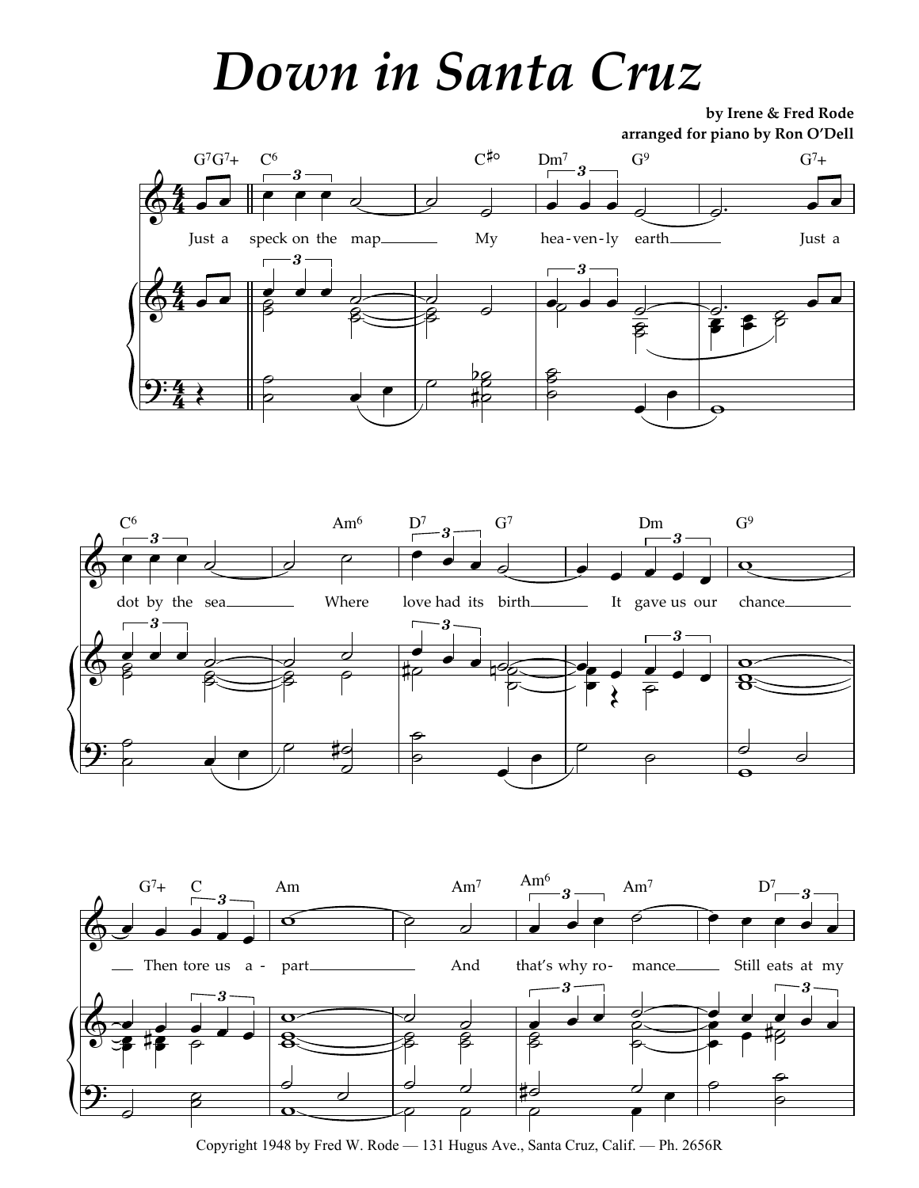# Down in Santa Cruz

**by Irene & Fred Rode**
**arranged for piano by Ron O'Dell**

Just a speck on the map My heaven-ly earth Just a dot by the sea Where love had its birth It gave us our chance Then tore us a-part And that's why ro-mance Still eats at my

Copyright 1948 by Fred W. Rode — 131 Hugus Ave., Santa Cruz, Calif. — Ph. 2656R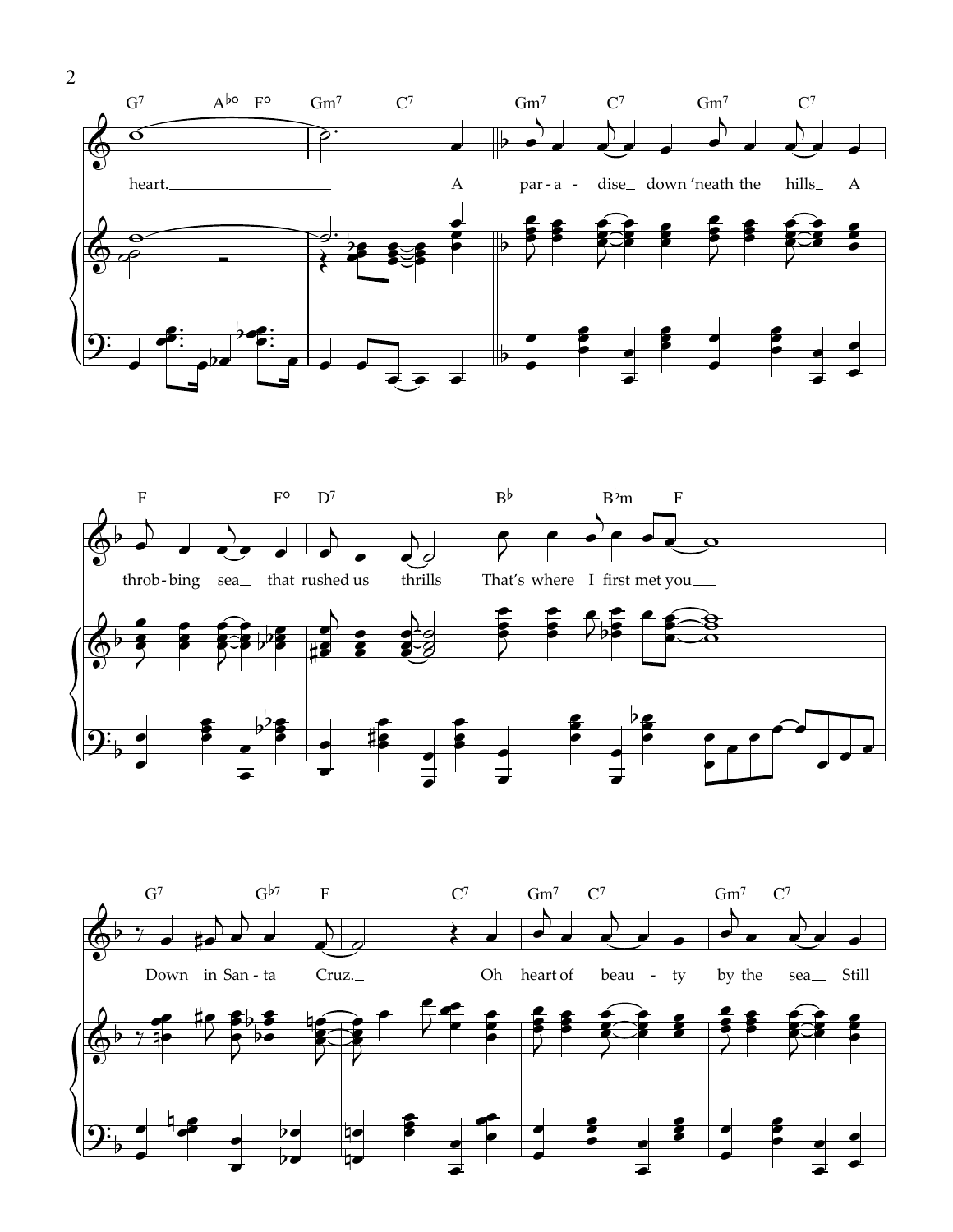G7 A♭° F° | Gm7 C7 | Gm7 C7 | Gm7 C7

heart. A par - a - dise down 'neath the hills A

F F° | D7 | B♭ B♭m | F

throb - bing sea that rushed us thrills That's where I first met you

G7 G♭7 | F C7 | Gm7 C7 | Gm7 C7

Down in San - ta Cruz. Oh heart of beau - ty by the sea Still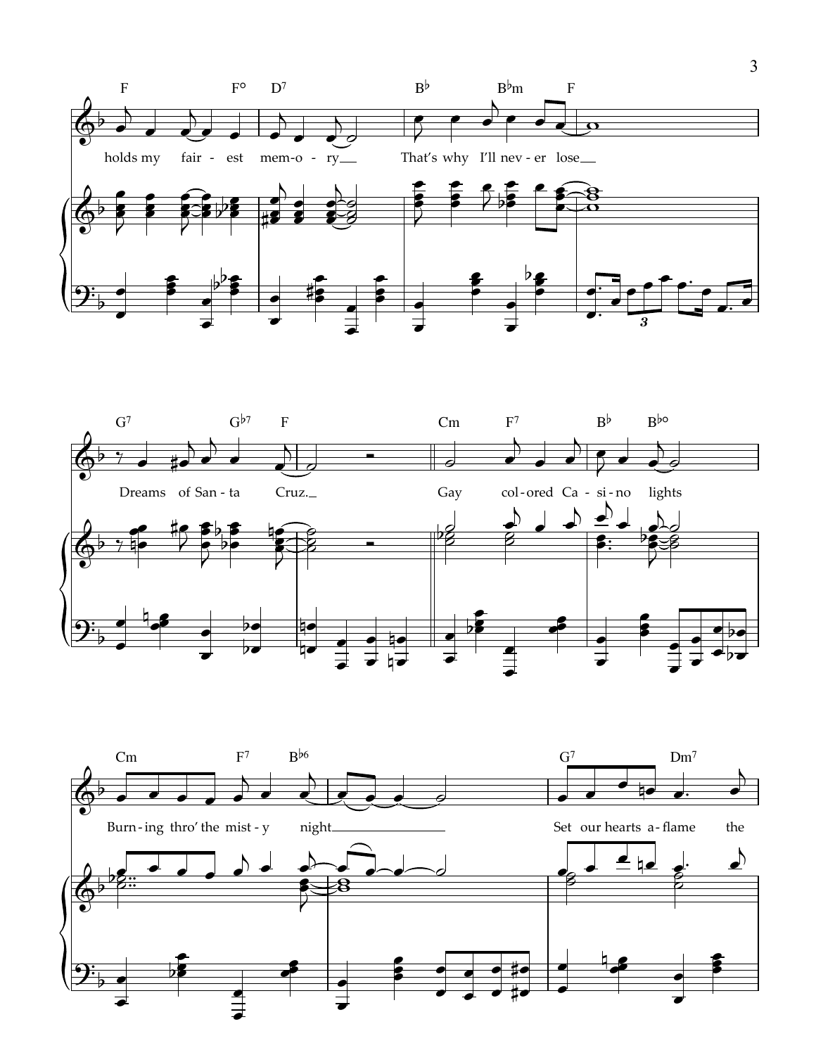F F° D7 B♭ B♭m F

holds my fair - est mem - o - ry__ That's why I'll nev - er lose__

G7 G♭7 F Cm F7 B♭ B♭°

Dreams of San - ta Cruz.__ Gay col - ored Ca - si - no lights

Cm F7 B♭6 G7 Dm7

Burn - ing thro' the mist - y night________ Set our hearts a - flame the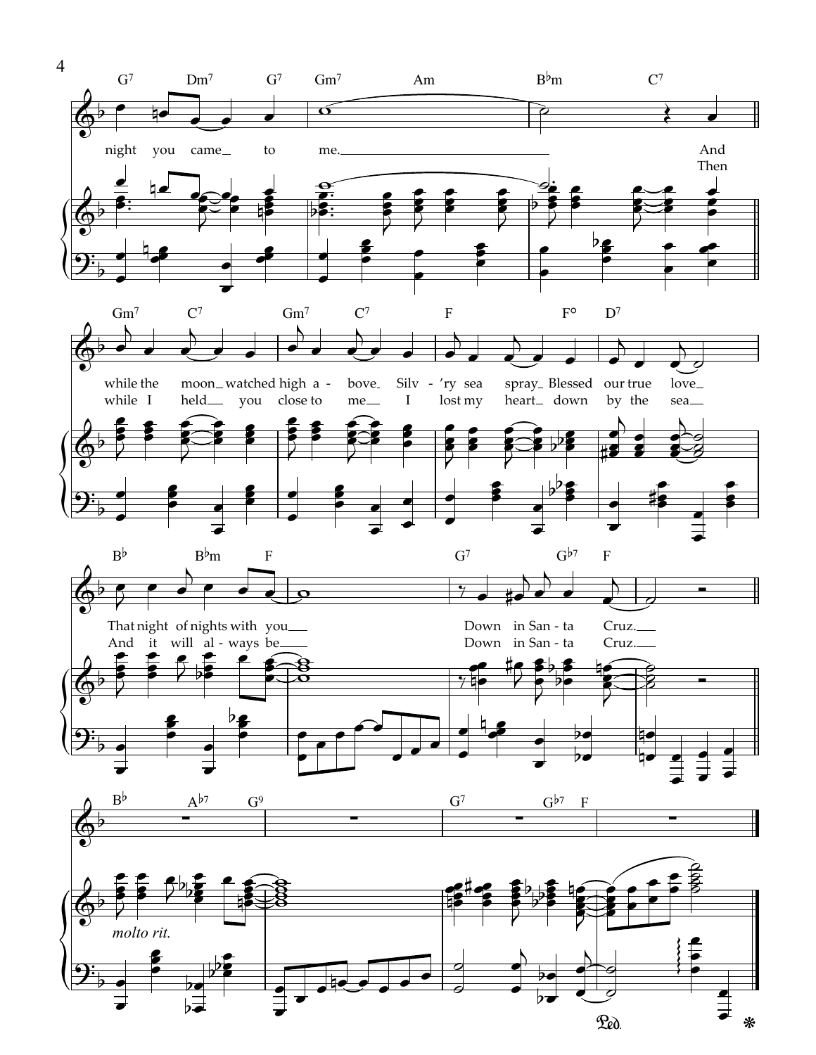G7 Dm7 G7 Gm7 Am B♭m C7

night you came to me. And
Then

Gm7 C7 Gm7 C7 F F° D7

while the moon watched high a - bove. Silv - 'ry sea spray Blessed our true love
while I held you close to me I lost my heart down by the sea

B♭ B♭m F G7 G♭7 F

That night of nights with you Down in San - ta Cruz.
And it will al - ways be Down in San - ta Cruz.

B♭ A♭7 G9 G7 G♭7 F

*molto rit.*